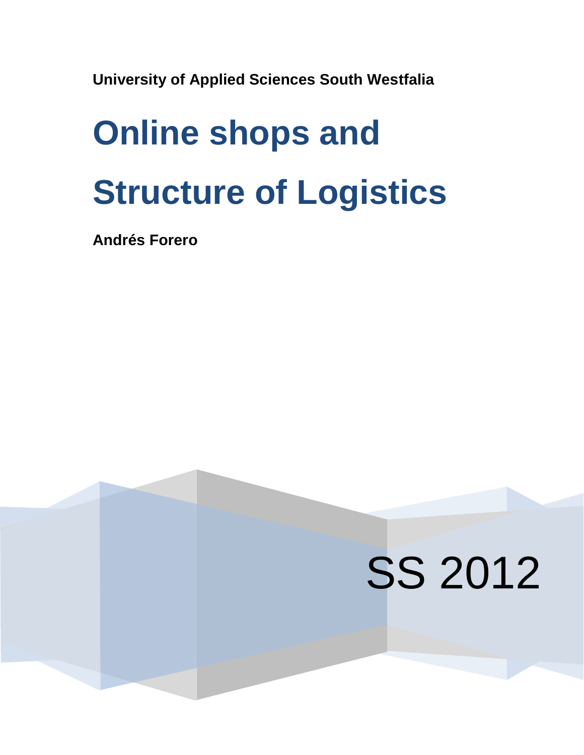**University of Applied Sciences South Westfalia**

# Online shops and Structure of Logistics

**Andrés Forero**

SS 2012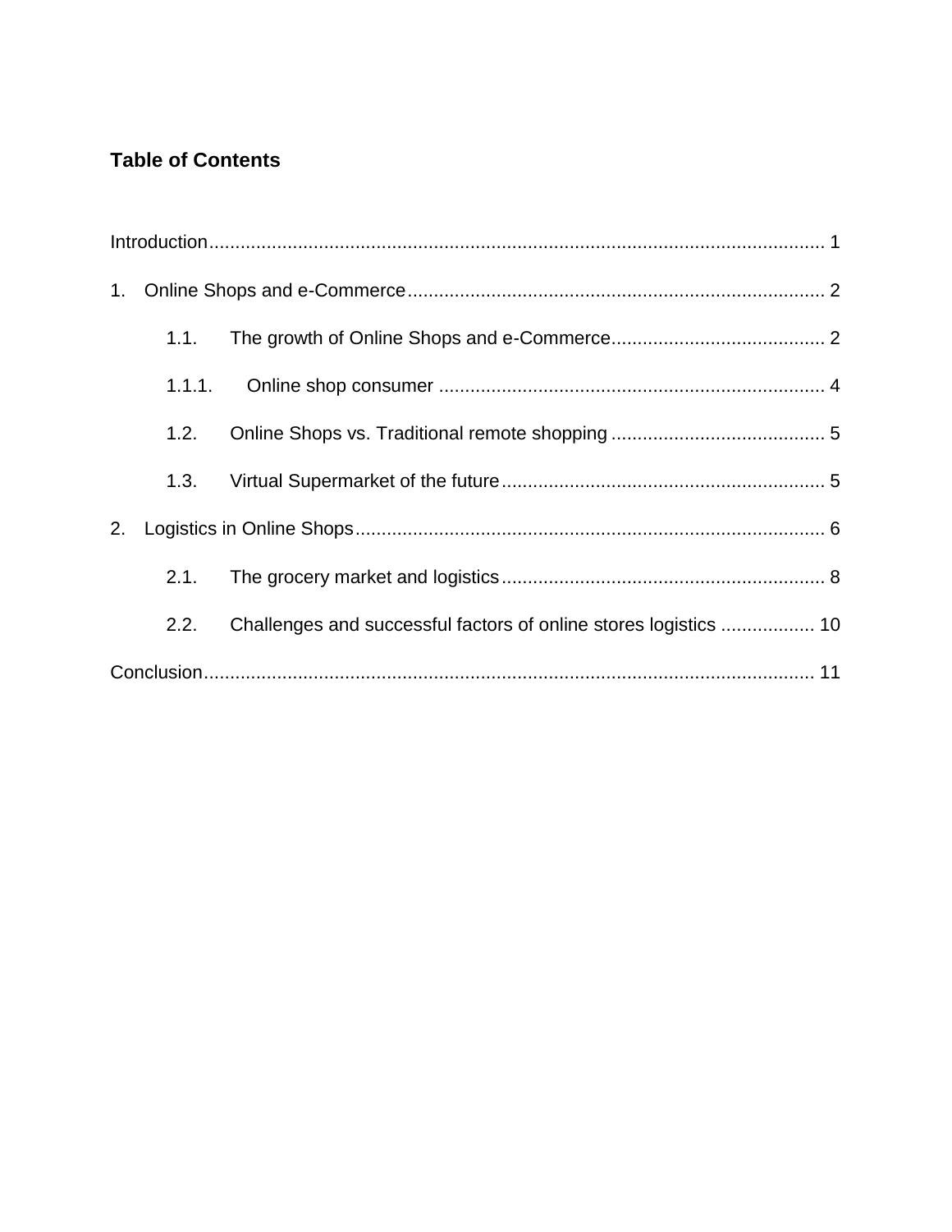**Table of Contents**

Introduction ..................................................................................................................... 1

1. Online Shops and e-Commerce ................................................................................ 2

    1.1. The growth of Online Shops and e-Commerce ......................................... 2

    1.1.1. Online shop consumer .......................................................................... 4

    1.2. Online Shops vs. Traditional remote shopping ......................................... 5

    1.3. Virtual Supermarket of the future .............................................................. 5

2. Logistics in Online Shops .......................................................................................... 6

    2.1. The grocery market and logistics .............................................................. 8

    2.2. Challenges and successful factors of online stores logistics .................. 10

Conclusion ..................................................................................................................... 11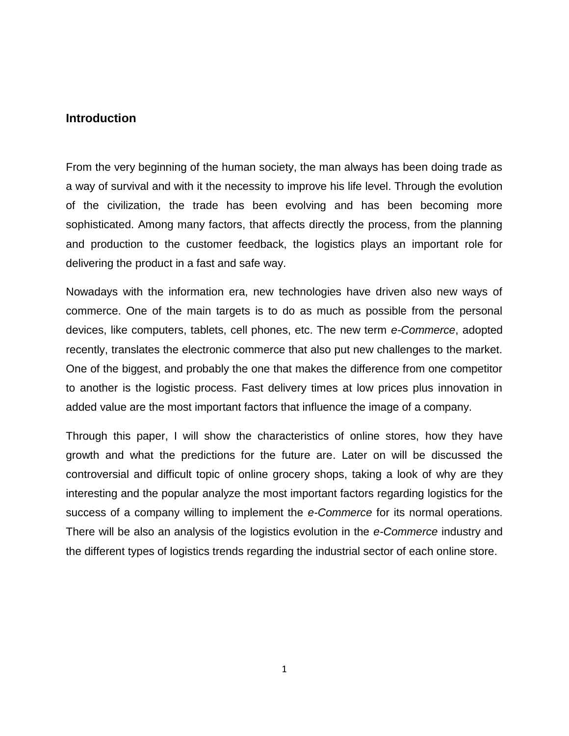## Introduction

From the very beginning of the human society, the man always has been doing trade as a way of survival and with it the necessity to improve his life level. Through the evolution of the civilization, the trade has been evolving and has been becoming more sophisticated. Among many factors, that affects directly the process, from the planning and production to the customer feedback, the logistics plays an important role for delivering the product in a fast and safe way.

Nowadays with the information era, new technologies have driven also new ways of commerce. One of the main targets is to do as much as possible from the personal devices, like computers, tablets, cell phones, etc. The new term *e-Commerce*, adopted recently, translates the electronic commerce that also put new challenges to the market. One of the biggest, and probably the one that makes the difference from one competitor to another is the logistic process. Fast delivery times at low prices plus innovation in added value are the most important factors that influence the image of a company.

Through this paper, I will show the characteristics of online stores, how they have growth and what the predictions for the future are. Later on will be discussed the controversial and difficult topic of online grocery shops, taking a look of why are they interesting and the popular analyze the most important factors regarding logistics for the success of a company willing to implement the *e-Commerce* for its normal operations. There will be also an analysis of the logistics evolution in the *e-Commerce* industry and the different types of logistics trends regarding the industrial sector of each online store.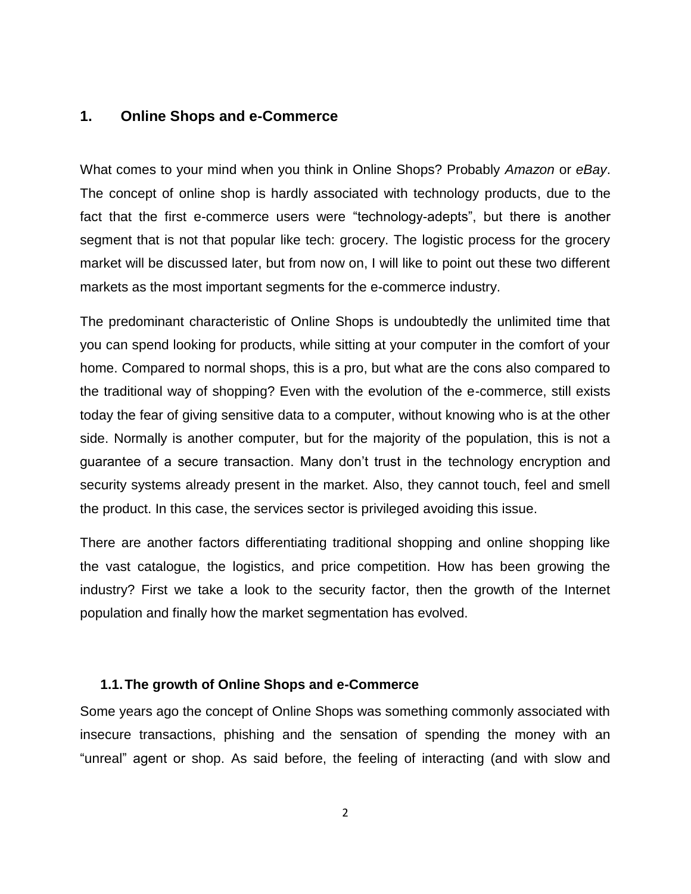# 1. Online Shops and e-Commerce

What comes to your mind when you think in Online Shops? Probably *Amazon* or *eBay*. The concept of online shop is hardly associated with technology products, due to the fact that the first e-commerce users were "technology-adepts", but there is another segment that is not that popular like tech: grocery. The logistic process for the grocery market will be discussed later, but from now on, I will like to point out these two different markets as the most important segments for the e-commerce industry.

The predominant characteristic of Online Shops is undoubtedly the unlimited time that you can spend looking for products, while sitting at your computer in the comfort of your home. Compared to normal shops, this is a pro, but what are the cons also compared to the traditional way of shopping? Even with the evolution of the e-commerce, still exists today the fear of giving sensitive data to a computer, without knowing who is at the other side. Normally is another computer, but for the majority of the population, this is not a guarantee of a secure transaction. Many don't trust in the technology encryption and security systems already present in the market. Also, they cannot touch, feel and smell the product. In this case, the services sector is privileged avoiding this issue.

There are another factors differentiating traditional shopping and online shopping like the vast catalogue, the logistics, and price competition. How has been growing the industry? First we take a look to the security factor, then the growth of the Internet population and finally how the market segmentation has evolved.

## 1.1. The growth of Online Shops and e-Commerce

Some years ago the concept of Online Shops was something commonly associated with insecure transactions, phishing and the sensation of spending the money with an "unreal" agent or shop. As said before, the feeling of interacting (and with slow and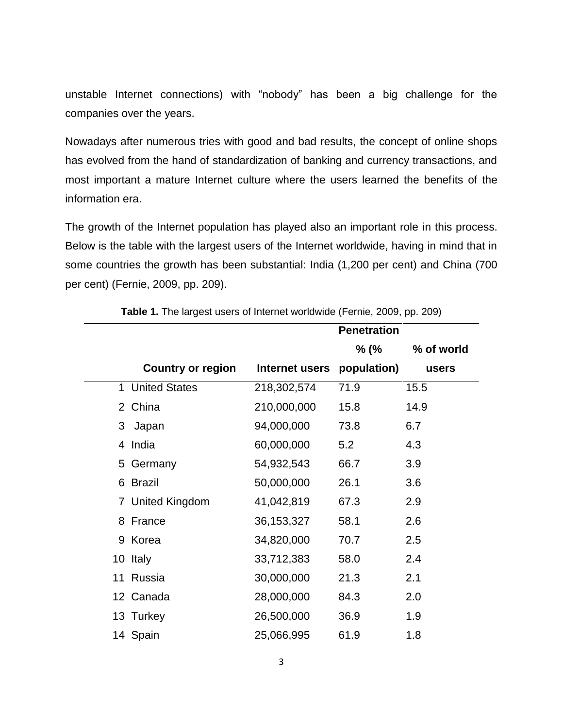unstable Internet connections) with “nobody” has been a big challenge for the companies over the years.

Nowadays after numerous tries with good and bad results, the concept of online shops has evolved from the hand of standardization of banking and currency transactions, and most important a mature Internet culture where the users learned the benefits of the information era.

The growth of the Internet population has played also an important role in this process. Below is the table with the largest users of the Internet worldwide, having in mind that in some countries the growth has been substantial: India (1,200 per cent) and China (700 per cent) (Fernie, 2009, pp. 209).

**Table 1.** The largest users of Internet worldwide (Fernie, 2009, pp. 209)

| | Country or region | Internet users | Penetration % (% population) | % of world users |
|---|---|---|---|---|
| 1 | United States | 218,302,574 | 71.9 | 15.5 |
| 2 | China | 210,000,000 | 15.8 | 14.9 |
| 3 | Japan | 94,000,000 | 73.8 | 6.7 |
| 4 | India | 60,000,000 | 5.2 | 4.3 |
| 5 | Germany | 54,932,543 | 66.7 | 3.9 |
| 6 | Brazil | 50,000,000 | 26.1 | 3.6 |
| 7 | United Kingdom | 41,042,819 | 67.3 | 2.9 |
| 8 | France | 36,153,327 | 58.1 | 2.6 |
| 9 | Korea | 34,820,000 | 70.7 | 2.5 |
| 10 | Italy | 33,712,383 | 58.0 | 2.4 |
| 11 | Russia | 30,000,000 | 21.3 | 2.1 |
| 12 | Canada | 28,000,000 | 84.3 | 2.0 |
| 13 | Turkey | 26,500,000 | 36.9 | 1.9 |
| 14 | Spain | 25,066,995 | 61.9 | 1.8 |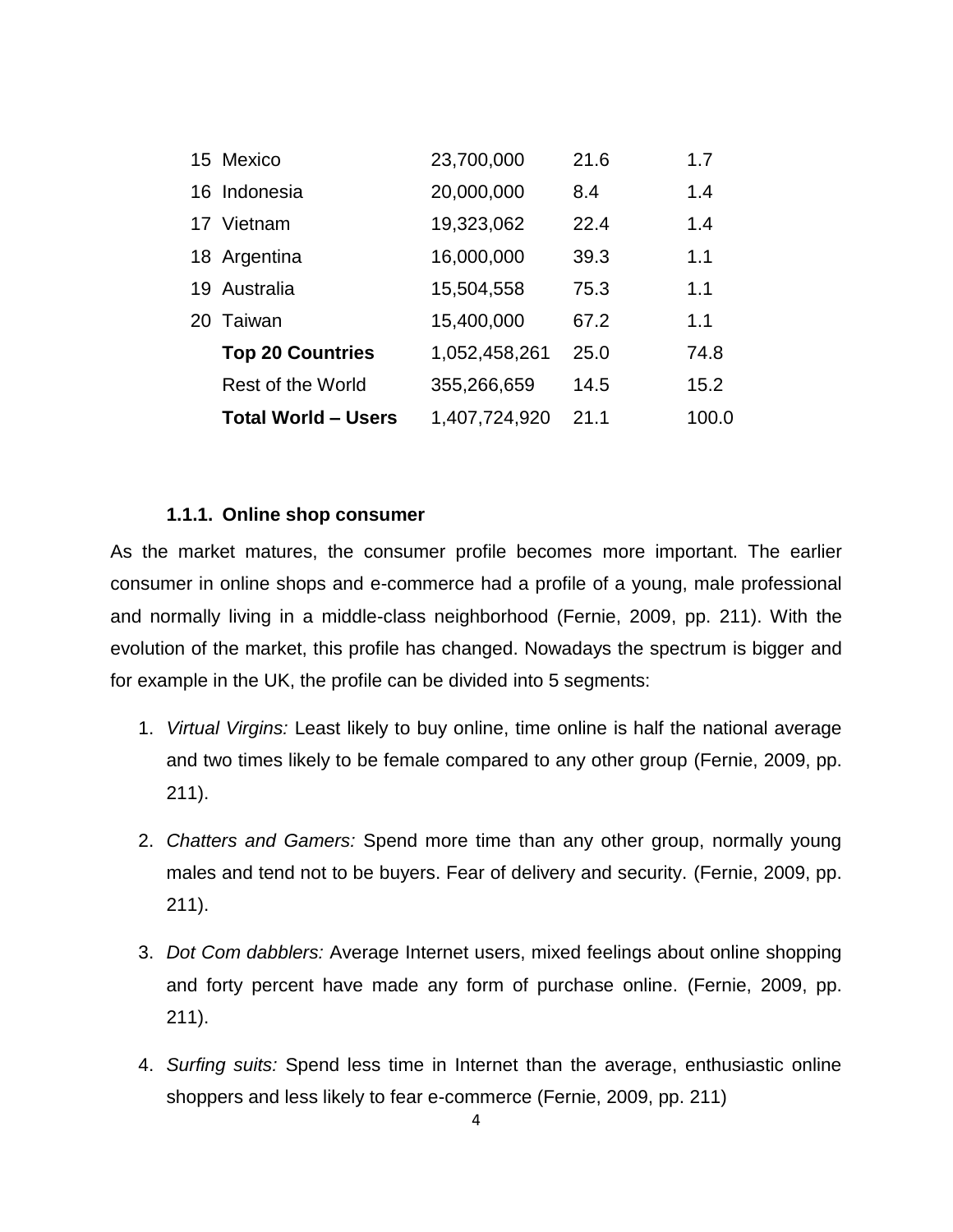| | | | | |
|---|---|---|---|---|
| 15 | Mexico | 23,700,000 | 21.6 | 1.7 |
| 16 | Indonesia | 20,000,000 | 8.4 | 1.4 |
| 17 | Vietnam | 19,323,062 | 22.4 | 1.4 |
| 18 | Argentina | 16,000,000 | 39.3 | 1.1 |
| 19 | Australia | 15,504,558 | 75.3 | 1.1 |
| 20 | Taiwan | 15,400,000 | 67.2 | 1.1 |
| | **Top 20 Countries** | 1,052,458,261 | 25.0 | 74.8 |
| | Rest of the World | 355,266,659 | 14.5 | 15.2 |
| | **Total World – Users** | 1,407,724,920 | 21.1 | 100.0 |

#### 1.1.1. Online shop consumer

As the market matures, the consumer profile becomes more important. The earlier consumer in online shops and e-commerce had a profile of a young, male professional and normally living in a middle-class neighborhood (Fernie, 2009, pp. 211). With the evolution of the market, this profile has changed. Nowadays the spectrum is bigger and for example in the UK, the profile can be divided into 5 segments:

1. *Virtual Virgins:* Least likely to buy online, time online is half the national average and two times likely to be female compared to any other group (Fernie, 2009, pp. 211).

2. *Chatters and Gamers:* Spend more time than any other group, normally young males and tend not to be buyers. Fear of delivery and security. (Fernie, 2009, pp. 211).

3. *Dot Com dabblers:* Average Internet users, mixed feelings about online shopping and forty percent have made any form of purchase online. (Fernie, 2009, pp. 211).

4. *Surfing suits:* Spend less time in Internet than the average, enthusiastic online shoppers and less likely to fear e-commerce (Fernie, 2009, pp. 211)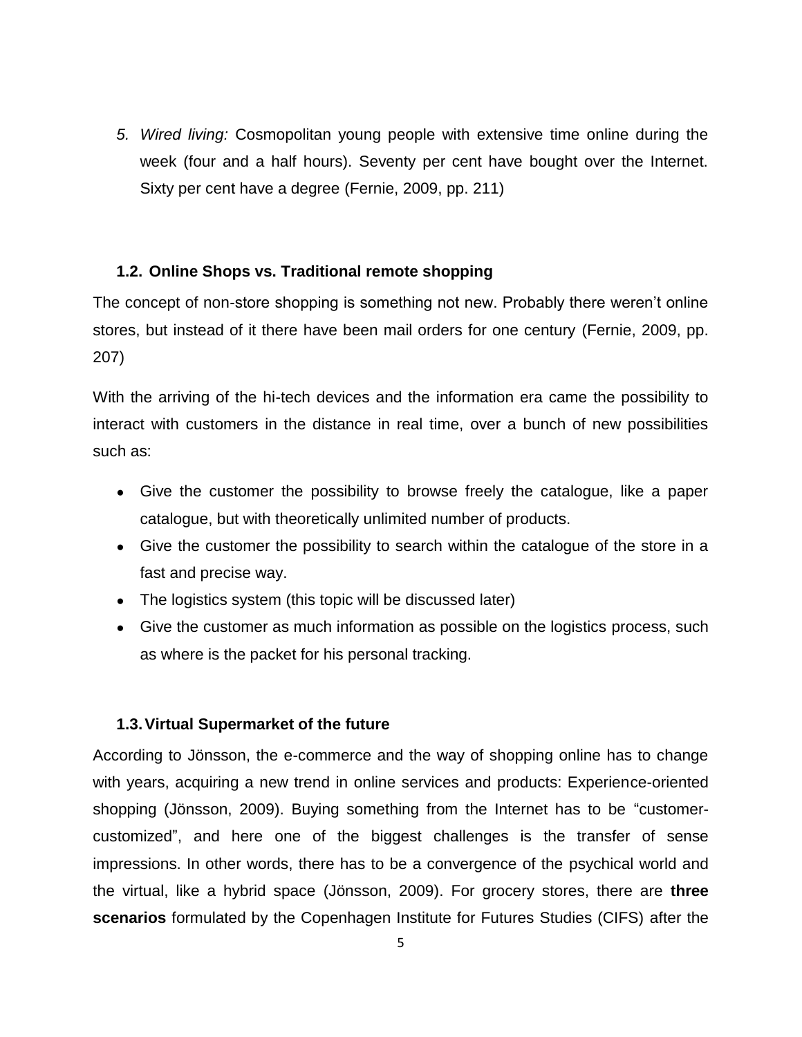5. *Wired living:* Cosmopolitan young people with extensive time online during the week (four and a half hours). Seventy per cent have bought over the Internet. Sixty per cent have a degree (Fernie, 2009, pp. 211)

### 1.2. Online Shops vs. Traditional remote shopping

The concept of non-store shopping is something not new. Probably there weren't online stores, but instead of it there have been mail orders for one century (Fernie, 2009, pp. 207)

With the arriving of the hi-tech devices and the information era came the possibility to interact with customers in the distance in real time, over a bunch of new possibilities such as:

- Give the customer the possibility to browse freely the catalogue, like a paper catalogue, but with theoretically unlimited number of products.
- Give the customer the possibility to search within the catalogue of the store in a fast and precise way.
- The logistics system (this topic will be discussed later)
- Give the customer as much information as possible on the logistics process, such as where is the packet for his personal tracking.

### 1.3. Virtual Supermarket of the future

According to Jönsson, the e-commerce and the way of shopping online has to change with years, acquiring a new trend in online services and products: Experience-oriented shopping (Jönsson, 2009). Buying something from the Internet has to be "customer-customized", and here one of the biggest challenges is the transfer of sense impressions. In other words, there has to be a convergence of the psychical world and the virtual, like a hybrid space (Jönsson, 2009). For grocery stores, there are **three scenarios** formulated by the Copenhagen Institute for Futures Studies (CIFS) after the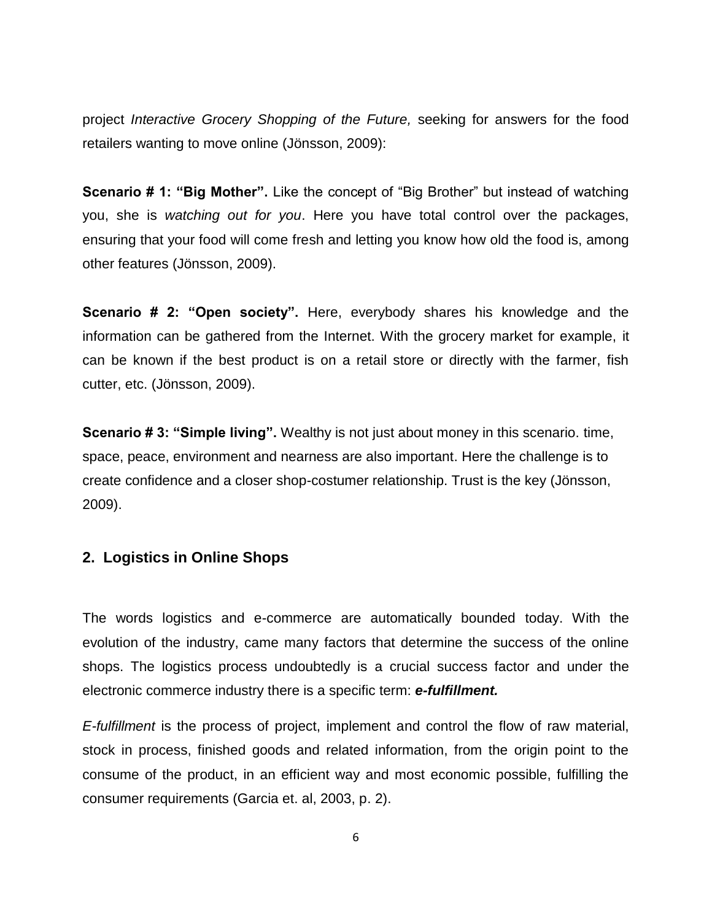project *Interactive Grocery Shopping of the Future,* seeking for answers for the food retailers wanting to move online (Jönsson, 2009):

**Scenario # 1: "Big Mother".** Like the concept of "Big Brother" but instead of watching you, she is *watching out for you*. Here you have total control over the packages, ensuring that your food will come fresh and letting you know how old the food is, among other features (Jönsson, 2009).

**Scenario # 2: "Open society".** Here, everybody shares his knowledge and the information can be gathered from the Internet. With the grocery market for example, it can be known if the best product is on a retail store or directly with the farmer, fish cutter, etc. (Jönsson, 2009).

**Scenario # 3: "Simple living".** Wealthy is not just about money in this scenario. time, space, peace, environment and nearness are also important. Here the challenge is to create confidence and a closer shop-costumer relationship. Trust is the key (Jönsson, 2009).

## 2. Logistics in Online Shops

The words logistics and e-commerce are automatically bounded today. With the evolution of the industry, came many factors that determine the success of the online shops. The logistics process undoubtedly is a crucial success factor and under the electronic commerce industry there is a specific term: ***e-fulfillment.***

*E-fulfillment* is the process of project, implement and control the flow of raw material, stock in process, finished goods and related information, from the origin point to the consume of the product, in an efficient way and most economic possible, fulfilling the consumer requirements (Garcia et. al, 2003, p. 2).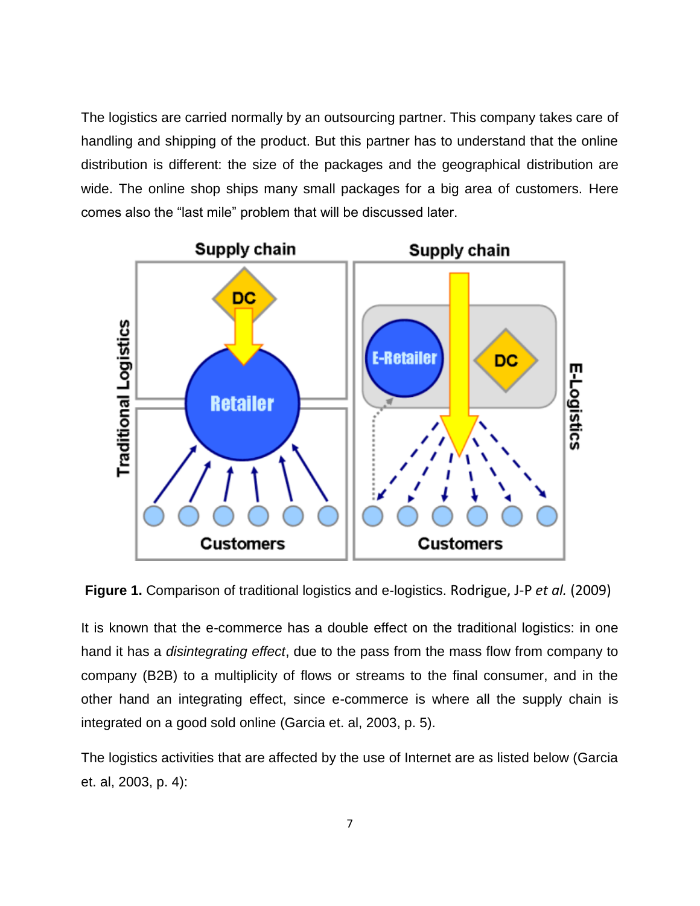The logistics are carried normally by an outsourcing partner. This company takes care of handling and shipping of the product. But this partner has to understand that the online distribution is different: the size of the packages and the geographical distribution are wide. The online shop ships many small packages for a big area of customers. Here comes also the “last mile” problem that will be discussed later.

**Figure 1.** Comparison of traditional logistics and e-logistics. Rodrigue, J-P *et al.* (2009)

It is known that the e-commerce has a double effect on the traditional logistics: in one hand it has a *disintegrating effect*, due to the pass from the mass flow from company to company (B2B) to a multiplicity of flows or streams to the final consumer, and in the other hand an integrating effect, since e-commerce is where all the supply chain is integrated on a good sold online (Garcia et. al, 2003, p. 5).

The logistics activities that are affected by the use of Internet are as listed below (Garcia et. al, 2003, p. 4):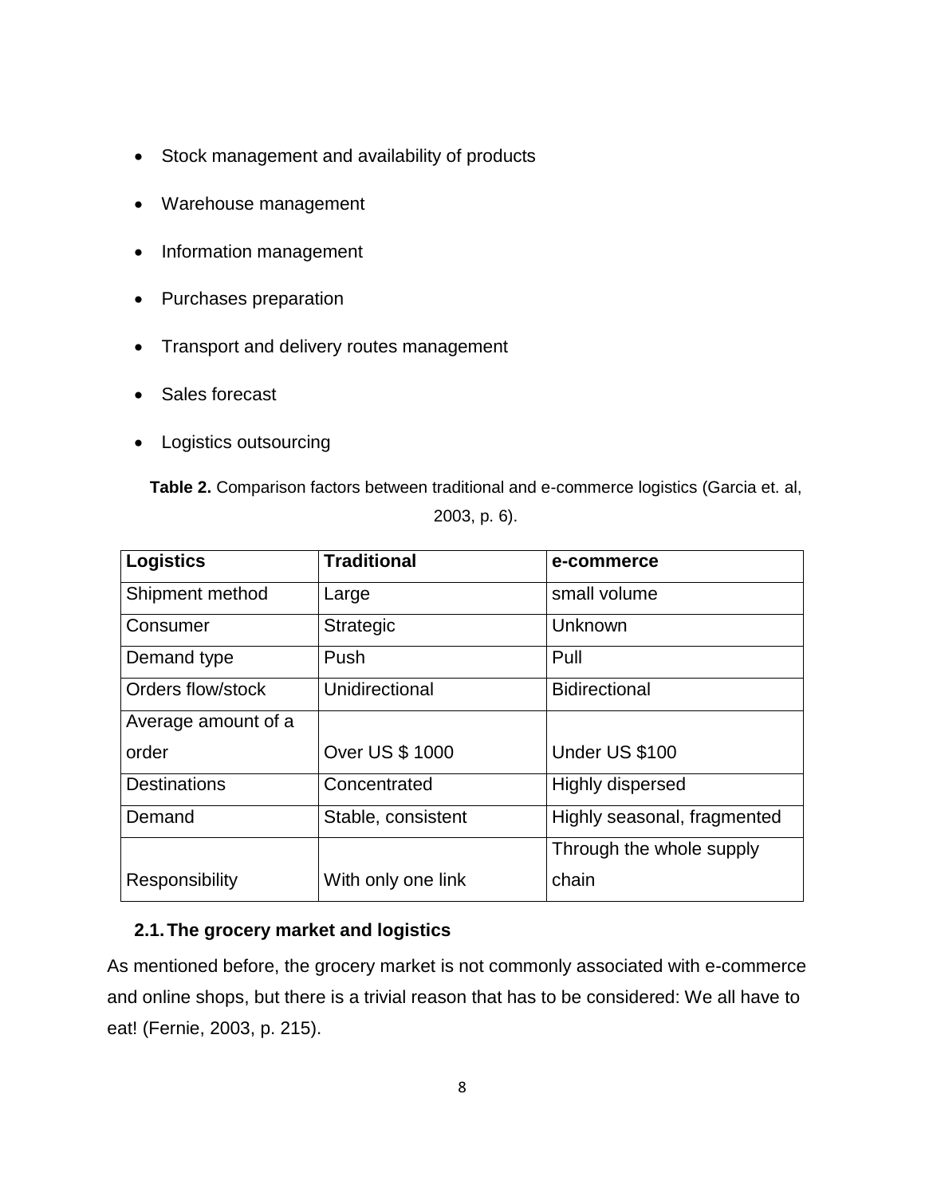- Stock management and availability of products
- Warehouse management
- Information management
- Purchases preparation
- Transport and delivery routes management
- Sales forecast
- Logistics outsourcing

**Table 2.** Comparison factors between traditional and e-commerce logistics (Garcia et. al, 2003, p. 6).

| **Logistics** | **Traditional** | **e-commerce** |
|---|---|---|
| Shipment method | Large | small volume |
| Consumer | Strategic | Unknown |
| Demand type | Push | Pull |
| Orders flow/stock | Unidirectional | Bidirectional |
| Average amount of a order | Over US $ 1000 | Under US $100 |
| Destinations | Concentrated | Highly dispersed |
| Demand | Stable, consistent | Highly seasonal, fragmented |
| Responsibility | With only one link | Through the whole supply chain |

### 2.1. The grocery market and logistics

As mentioned before, the grocery market is not commonly associated with e-commerce and online shops, but there is a trivial reason that has to be considered: We all have to eat! (Fernie, 2003, p. 215).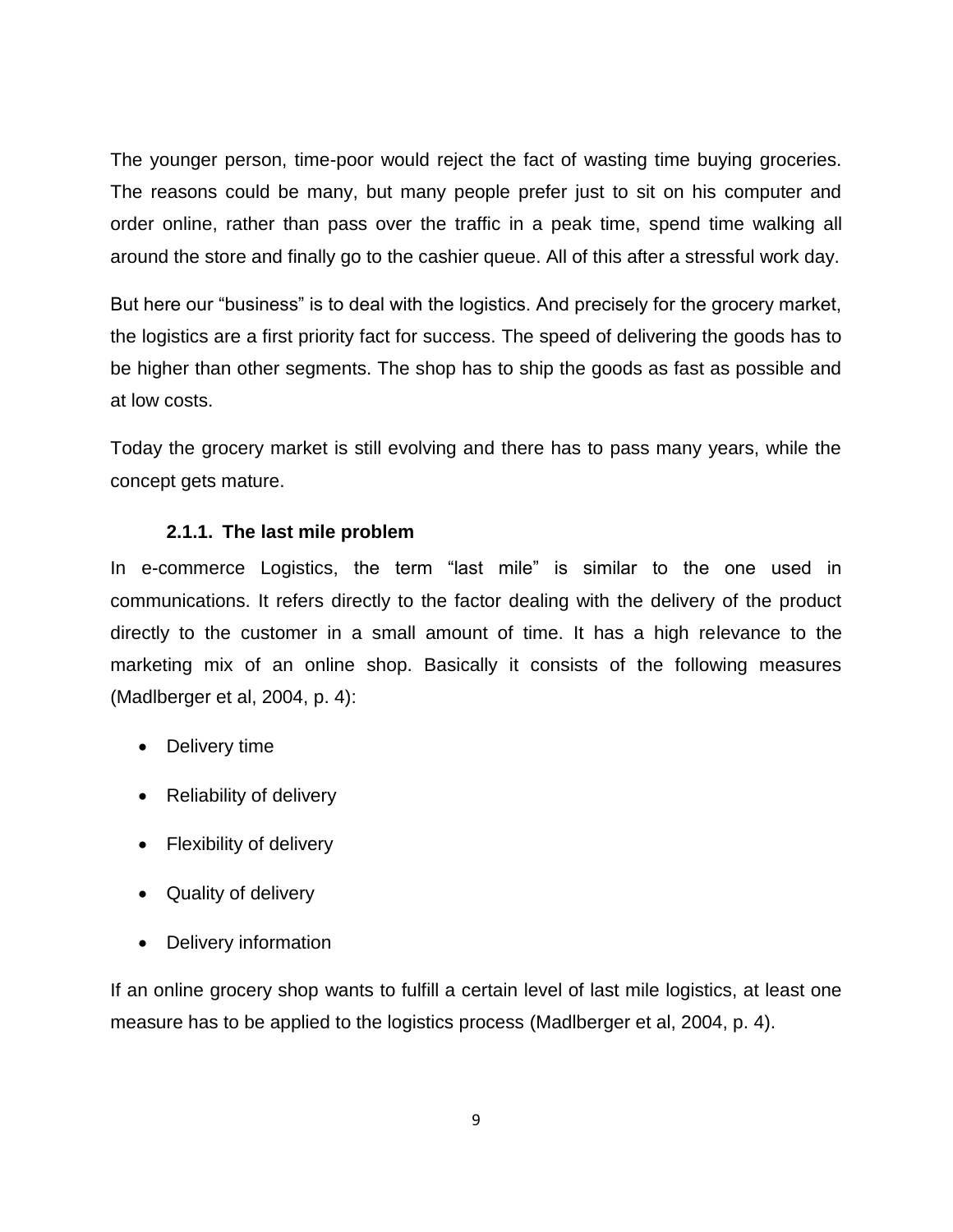The younger person, time-poor would reject the fact of wasting time buying groceries. The reasons could be many, but many people prefer just to sit on his computer and order online, rather than pass over the traffic in a peak time, spend time walking all around the store and finally go to the cashier queue. All of this after a stressful work day.

But here our “business” is to deal with the logistics. And precisely for the grocery market, the logistics are a first priority fact for success. The speed of delivering the goods has to be higher than other segments. The shop has to ship the goods as fast as possible and at low costs.

Today the grocery market is still evolving and there has to pass many years, while the concept gets mature.

### 2.1.1. The last mile problem

In e-commerce Logistics, the term “last mile” is similar to the one used in communications. It refers directly to the factor dealing with the delivery of the product directly to the customer in a small amount of time. It has a high relevance to the marketing mix of an online shop. Basically it consists of the following measures (Madlberger et al, 2004, p. 4):

- Delivery time
- Reliability of delivery
- Flexibility of delivery
- Quality of delivery
- Delivery information

If an online grocery shop wants to fulfill a certain level of last mile logistics, at least one measure has to be applied to the logistics process (Madlberger et al, 2004, p. 4).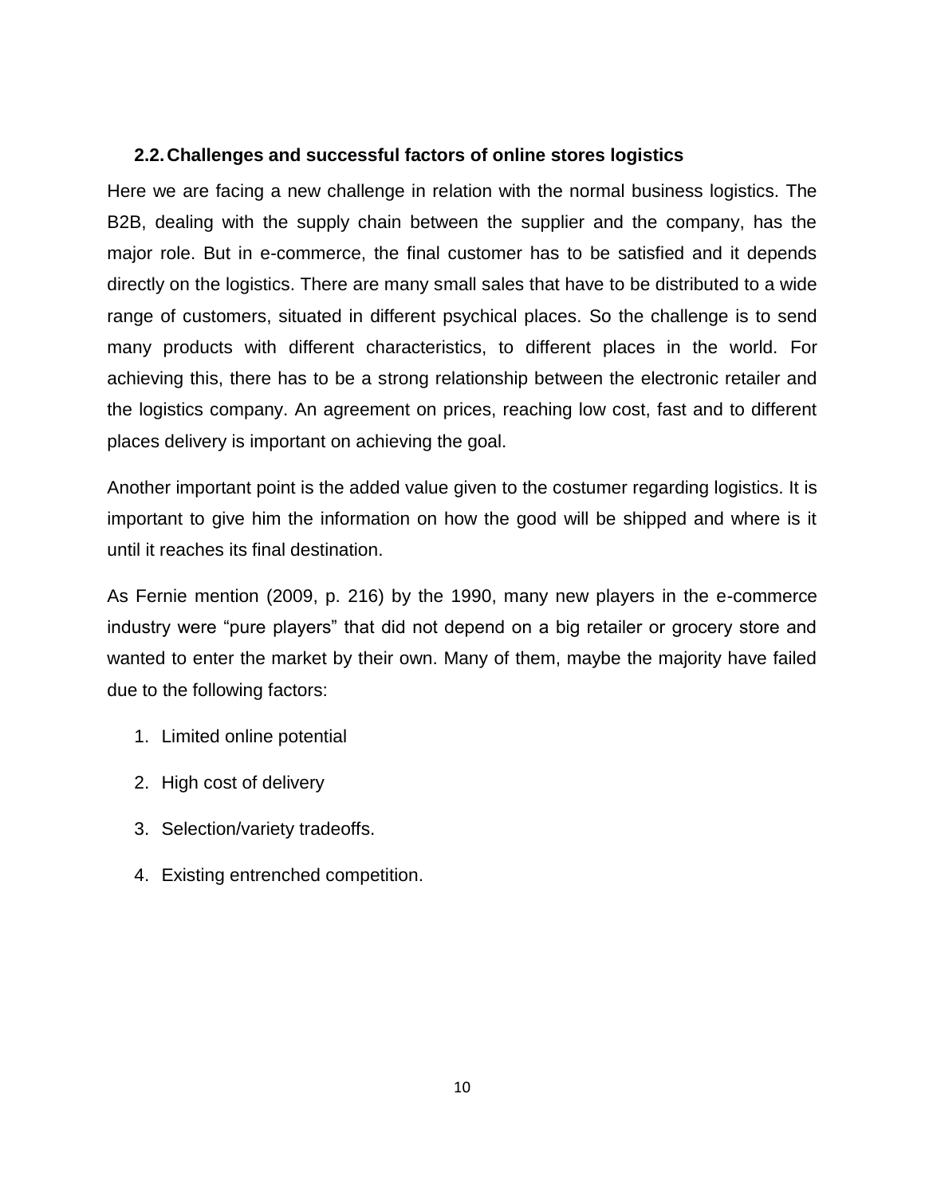### 2.2. Challenges and successful factors of online stores logistics

Here we are facing a new challenge in relation with the normal business logistics. The B2B, dealing with the supply chain between the supplier and the company, has the major role. But in e-commerce, the final customer has to be satisfied and it depends directly on the logistics. There are many small sales that have to be distributed to a wide range of customers, situated in different psychical places. So the challenge is to send many products with different characteristics, to different places in the world. For achieving this, there has to be a strong relationship between the electronic retailer and the logistics company. An agreement on prices, reaching low cost, fast and to different places delivery is important on achieving the goal.

Another important point is the added value given to the costumer regarding logistics. It is important to give him the information on how the good will be shipped and where is it until it reaches its final destination.

As Fernie mention (2009, p. 216) by the 1990, many new players in the e-commerce industry were “pure players” that did not depend on a big retailer or grocery store and wanted to enter the market by their own. Many of them, maybe the majority have failed due to the following factors:

1. Limited online potential
2. High cost of delivery
3. Selection/variety tradeoffs.
4. Existing entrenched competition.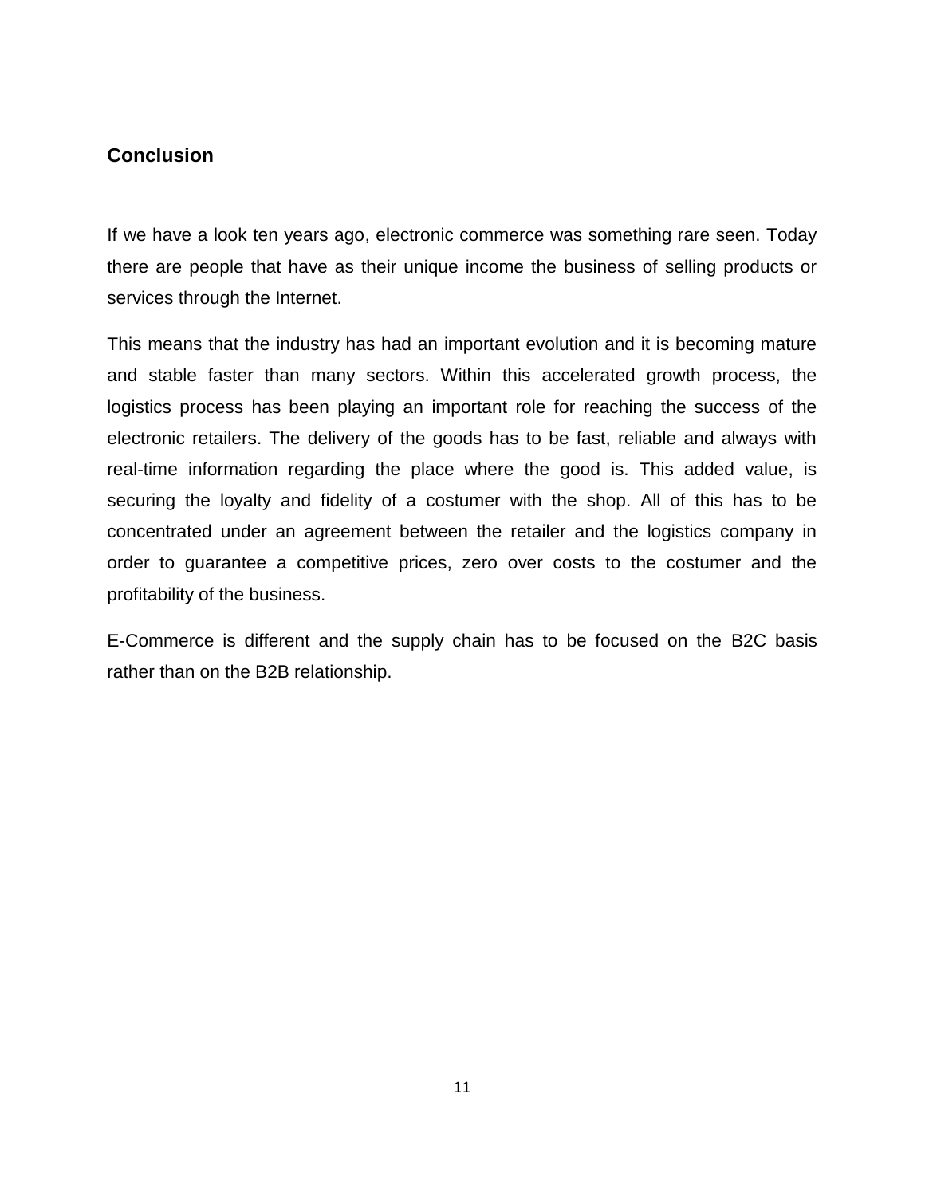## Conclusion

If we have a look ten years ago, electronic commerce was something rare seen. Today there are people that have as their unique income the business of selling products or services through the Internet.

This means that the industry has had an important evolution and it is becoming mature and stable faster than many sectors. Within this accelerated growth process, the logistics process has been playing an important role for reaching the success of the electronic retailers. The delivery of the goods has to be fast, reliable and always with real-time information regarding the place where the good is. This added value, is securing the loyalty and fidelity of a costumer with the shop. All of this has to be concentrated under an agreement between the retailer and the logistics company in order to guarantee a competitive prices, zero over costs to the costumer and the profitability of the business.

E-Commerce is different and the supply chain has to be focused on the B2C basis rather than on the B2B relationship.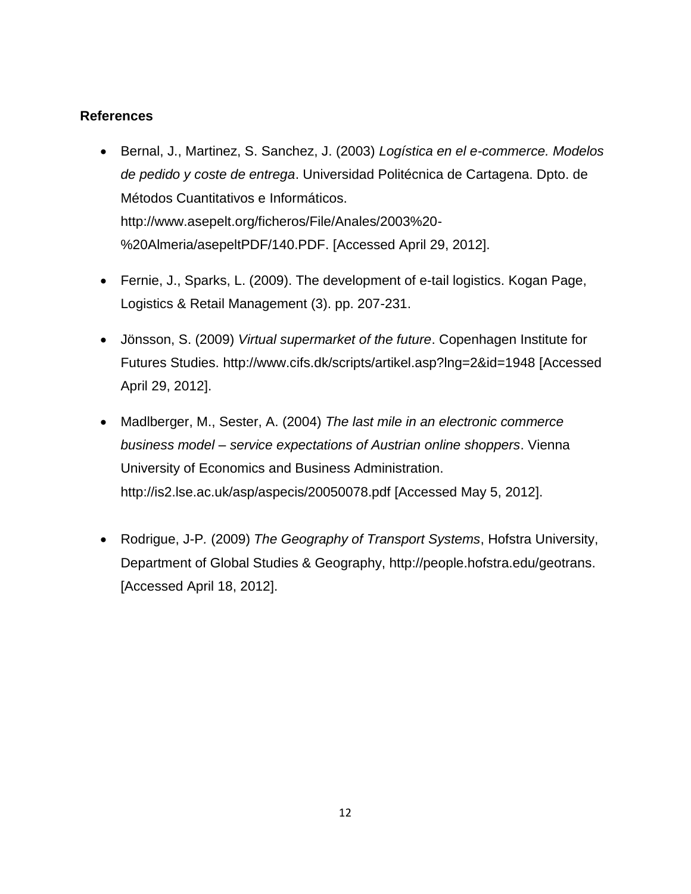**References**

- Bernal, J., Martinez, S. Sanchez, J. (2003) *Logística en el e-commerce. Modelos de pedido y coste de entrega*. Universidad Politécnica de Cartagena. Dpto. de Métodos Cuantitativos e Informáticos. http://www.asepelt.org/ficheros/File/Anales/2003%20-%20Almeria/asepeltPDF/140.PDF. [Accessed April 29, 2012].

- Fernie, J., Sparks, L. (2009). The development of e-tail logistics. Kogan Page, Logistics & Retail Management (3). pp. 207-231.

- Jönsson, S. (2009) *Virtual supermarket of the future*. Copenhagen Institute for Futures Studies. http://www.cifs.dk/scripts/artikel.asp?lng=2&id=1948 [Accessed April 29, 2012].

- Madlberger, M., Sester, A. (2004) *The last mile in an electronic commerce business model – service expectations of Austrian online shoppers*. Vienna University of Economics and Business Administration. http://is2.lse.ac.uk/asp/aspecis/20050078.pdf [Accessed May 5, 2012].

- Rodrigue, J-P. (2009) *The Geography of Transport Systems*, Hofstra University, Department of Global Studies & Geography, http://people.hofstra.edu/geotrans. [Accessed April 18, 2012].